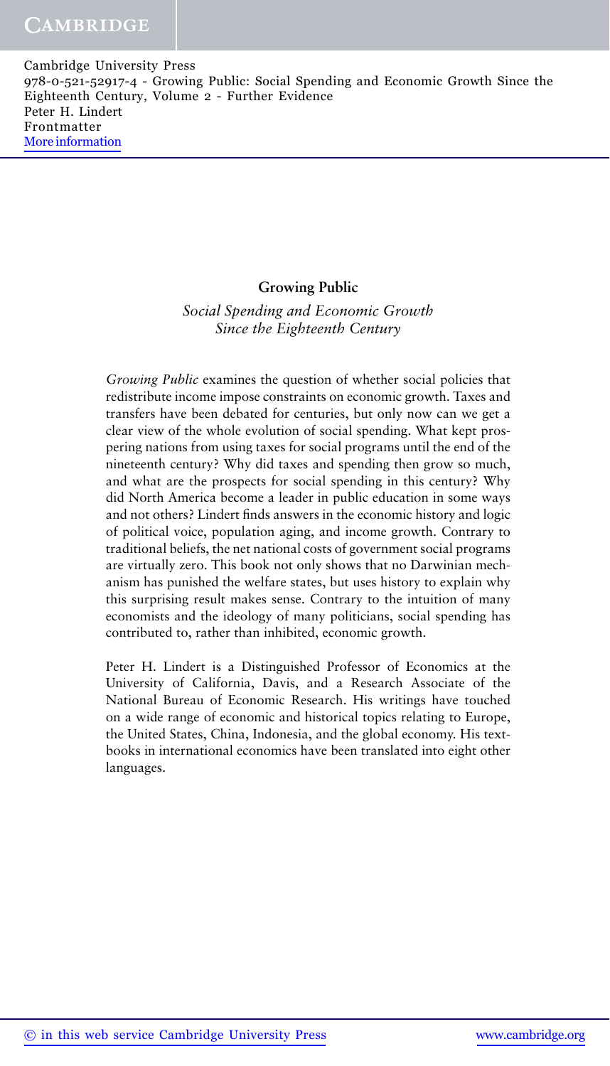# Growing Public

*Social Spending and Economic Growth Since the Eighteenth Century*

*Growing Public* examines the question of whether social policies that redistribute income impose constraints on economic growth. Taxes and transfers have been debated for centuries, but only now can we get a clear view of the whole evolution of social spending. What kept prospering nations from using taxes for social programs until the end of the nineteenth century? Why did taxes and spending then grow so much, and what are the prospects for social spending in this century? Why did North America become a leader in public education in some ways and not others? Lindert finds answers in the economic history and logic of political voice, population aging, and income growth. Contrary to traditional beliefs, the net national costs of government social programs are virtually zero. This book not only shows that no Darwinian mechanism has punished the welfare states, but uses history to explain why this surprising result makes sense. Contrary to the intuition of many economists and the ideology of many politicians, social spending has contributed to, rather than inhibited, economic growth.

Peter H. Lindert is a Distinguished Professor of Economics at the University of California, Davis, and a Research Associate of the National Bureau of Economic Research. His writings have touched on a wide range of economic and historical topics relating to Europe, the United States, China, Indonesia, and the global economy. His textbooks in international economics have been translated into eight other languages.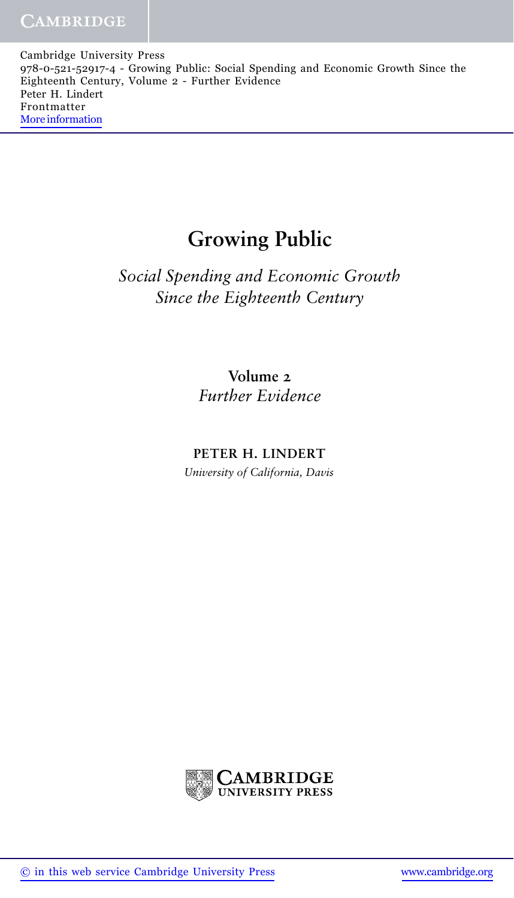# Growing Public

*Social Spending and Economic Growth Since the Eighteenth Century*

**Volume 2**

*Further Evidence*

**PETER H. LINDERT**

*University of California, Davis*

CAMBRIDGE UNIVERSITY PRESS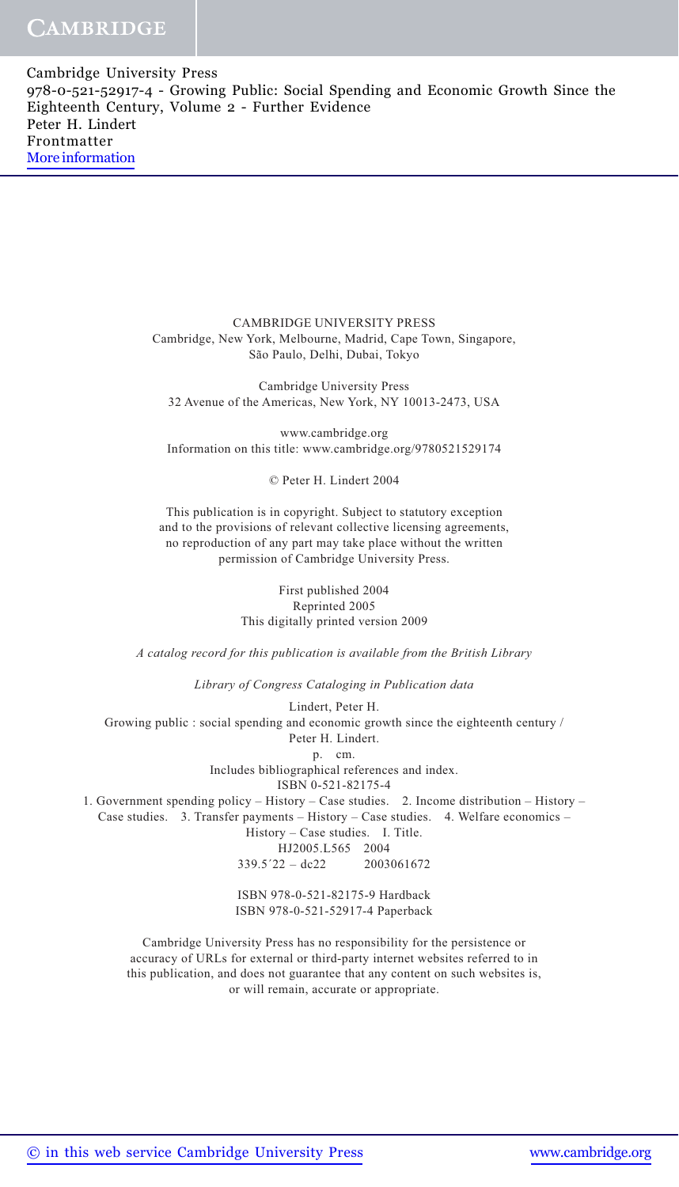CAMBRIDGE UNIVERSITY PRESS
Cambridge, New York, Melbourne, Madrid, Cape Town, Singapore,
São Paulo, Delhi, Dubai, Tokyo

Cambridge University Press
32 Avenue of the Americas, New York, NY 10013-2473, USA

www.cambridge.org
Information on this title: www.cambridge.org/9780521529174

© Peter H. Lindert 2004

This publication is in copyright. Subject to statutory exception
and to the provisions of relevant collective licensing agreements,
no reproduction of any part may take place without the written
permission of Cambridge University Press.

First published 2004
Reprinted 2005
This digitally printed version 2009

*A catalog record for this publication is available from the British Library*

*Library of Congress Cataloging in Publication data*

Lindert, Peter H.
Growing public : social spending and economic growth since the eighteenth century /
Peter H. Lindert.
p. cm.
Includes bibliographical references and index.
ISBN 0-521-82175-4
1. Government spending policy – History – Case studies. 2. Income distribution – History –
Case studies. 3. Transfer payments – History – Case studies. 4. Welfare economics –
History – Case studies. I. Title.
HJ2005.L565 2004
339.5′22 – dc22 2003061672

ISBN 978-0-521-82175-9 Hardback
ISBN 978-0-521-52917-4 Paperback

Cambridge University Press has no responsibility for the persistence or
accuracy of URLs for external or third-party internet websites referred to in
this publication, and does not guarantee that any content on such websites is,
or will remain, accurate or appropriate.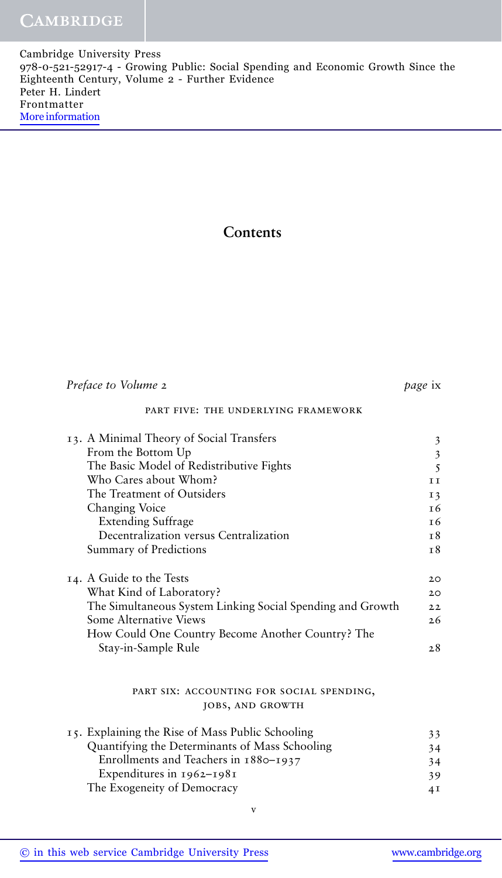# Contents

| | |
|---|---|
| *Preface to Volume 2* | *page* ix |

PART FIVE: THE UNDERLYING FRAMEWORK

| | |
|---|---|
| 13. A Minimal Theory of Social Transfers | 3 |
| From the Bottom Up | 3 |
| The Basic Model of Redistributive Fights | 5 |
| Who Cares about Whom? | 11 |
| The Treatment of Outsiders | 13 |
| Changing Voice | 16 |
| Extending Suffrage | 16 |
| Decentralization versus Centralization | 18 |
| Summary of Predictions | 18 |
| 14. A Guide to the Tests | 20 |
| What Kind of Laboratory? | 20 |
| The Simultaneous System Linking Social Spending and Growth | 22 |
| Some Alternative Views | 26 |
| How Could One Country Become Another Country? The Stay-in-Sample Rule | 28 |

PART SIX: ACCOUNTING FOR SOCIAL SPENDING, JOBS, AND GROWTH

| | |
|---|---|
| 15. Explaining the Rise of Mass Public Schooling | 33 |
| Quantifying the Determinants of Mass Schooling | 34 |
| Enrollments and Teachers in 1880–1937 | 34 |
| Expenditures in 1962–1981 | 39 |
| The Exogeneity of Democracy | 41 |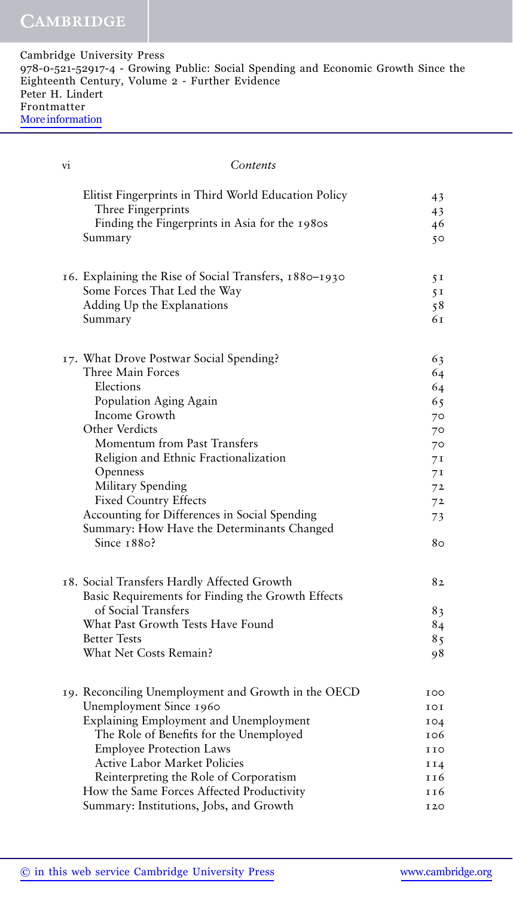| | |
|---|---|
| Elitist Fingerprints in Third World Education Policy | 43 |
| Three Fingerprints | 43 |
| Finding the Fingerprints in Asia for the 1980s | 46 |
| Summary | 50 |
| **16. Explaining the Rise of Social Transfers, 1880–1930** | **51** |
| Some Forces That Led the Way | 51 |
| Adding Up the Explanations | 58 |
| Summary | 61 |
| **17. What Drove Postwar Social Spending?** | **63** |
| Three Main Forces | 64 |
| Elections | 64 |
| Population Aging Again | 65 |
| Income Growth | 70 |
| Other Verdicts | 70 |
| Momentum from Past Transfers | 70 |
| Religion and Ethnic Fractionalization | 71 |
| Openness | 71 |
| Military Spending | 72 |
| Fixed Country Effects | 72 |
| Accounting for Differences in Social Spending | 73 |
| Summary: How Have the Determinants Changed Since 1880? | 80 |
| **18. Social Transfers Hardly Affected Growth** | **82** |
| Basic Requirements for Finding the Growth Effects of Social Transfers | 83 |
| What Past Growth Tests Have Found | 84 |
| Better Tests | 85 |
| What Net Costs Remain? | 98 |
| **19. Reconciling Unemployment and Growth in the OECD** | **100** |
| Unemployment Since 1960 | 101 |
| Explaining Employment and Unemployment | 104 |
| The Role of Benefits for the Unemployed | 106 |
| Employee Protection Laws | 110 |
| Active Labor Market Policies | 114 |
| Reinterpreting the Role of Corporatism | 116 |
| How the Same Forces Affected Productivity | 116 |
| Summary: Institutions, Jobs, and Growth | 120 |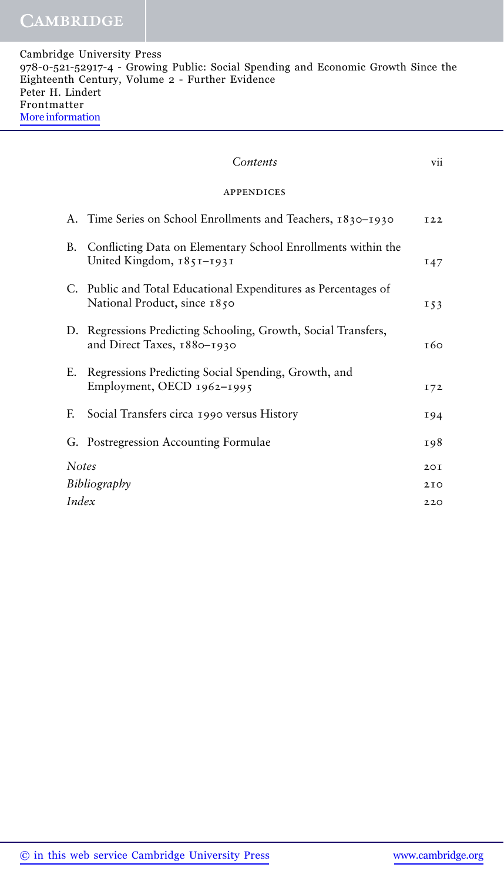APPENDICES

| | | |
|---|---|---|
| A. | Time Series on School Enrollments and Teachers, 1830–1930 | 122 |
| B. | Conflicting Data on Elementary School Enrollments within the United Kingdom, 1851–1931 | 147 |
| C. | Public and Total Educational Expenditures as Percentages of National Product, since 1850 | 153 |
| D. | Regressions Predicting Schooling, Growth, Social Transfers, and Direct Taxes, 1880–1930 | 160 |
| E. | Regressions Predicting Social Spending, Growth, and Employment, OECD 1962–1995 | 172 |
| F. | Social Transfers circa 1990 versus History | 194 |
| G. | Postregression Accounting Formulae | 198 |
| *Notes* | | 201 |
| *Bibliography* | | 210 |
| *Index* | | 220 |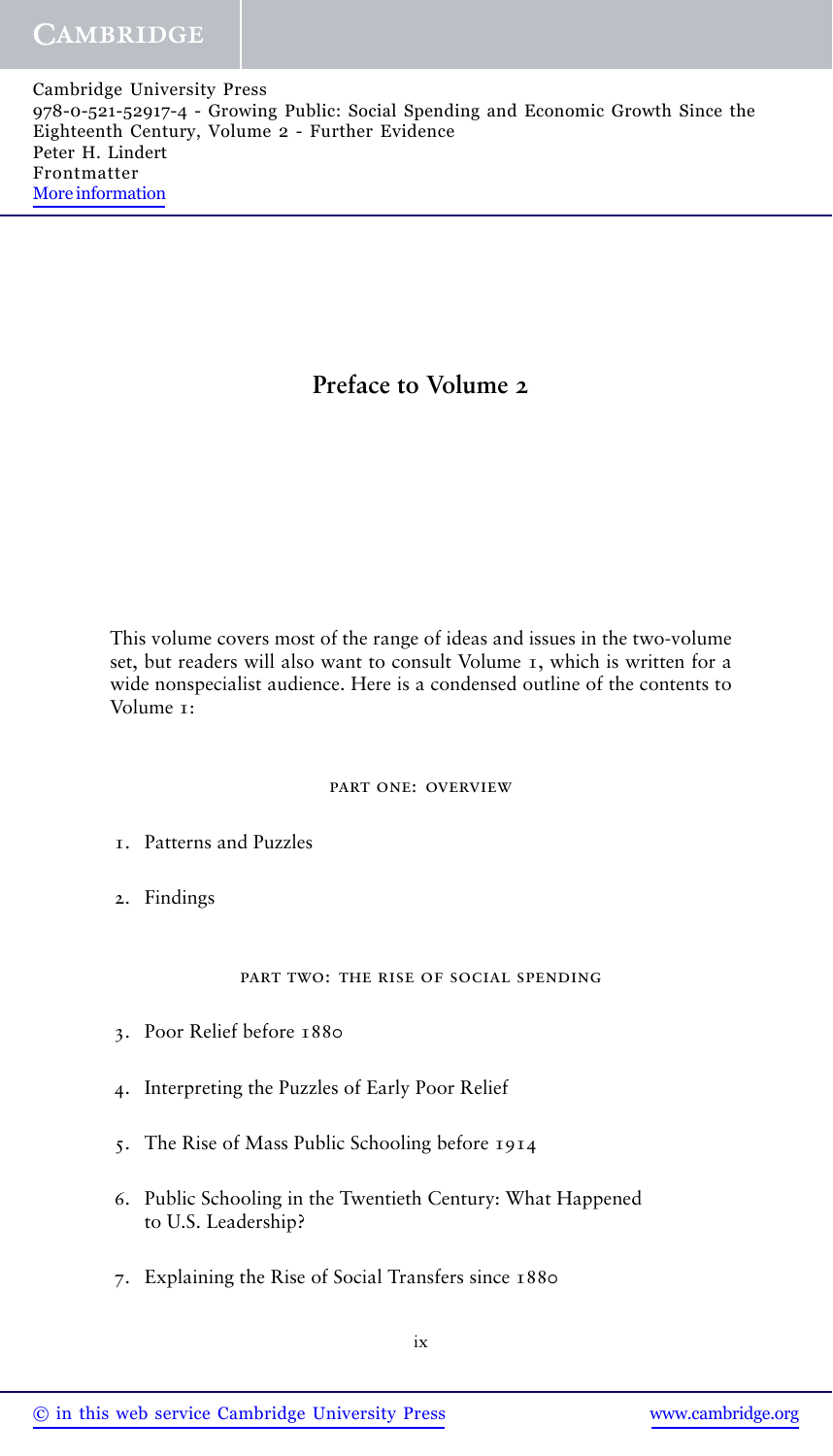# Preface to Volume 2

This volume covers most of the range of ideas and issues in the two-volume set, but readers will also want to consult Volume 1, which is written for a wide nonspecialist audience. Here is a condensed outline of the contents to Volume 1:

## PART ONE: OVERVIEW

1. Patterns and Puzzles
2. Findings

## PART TWO: THE RISE OF SOCIAL SPENDING

3. Poor Relief before 1880
4. Interpreting the Puzzles of Early Poor Relief
5. The Rise of Mass Public Schooling before 1914
6. Public Schooling in the Twentieth Century: What Happened to U.S. Leadership?
7. Explaining the Rise of Social Transfers since 1880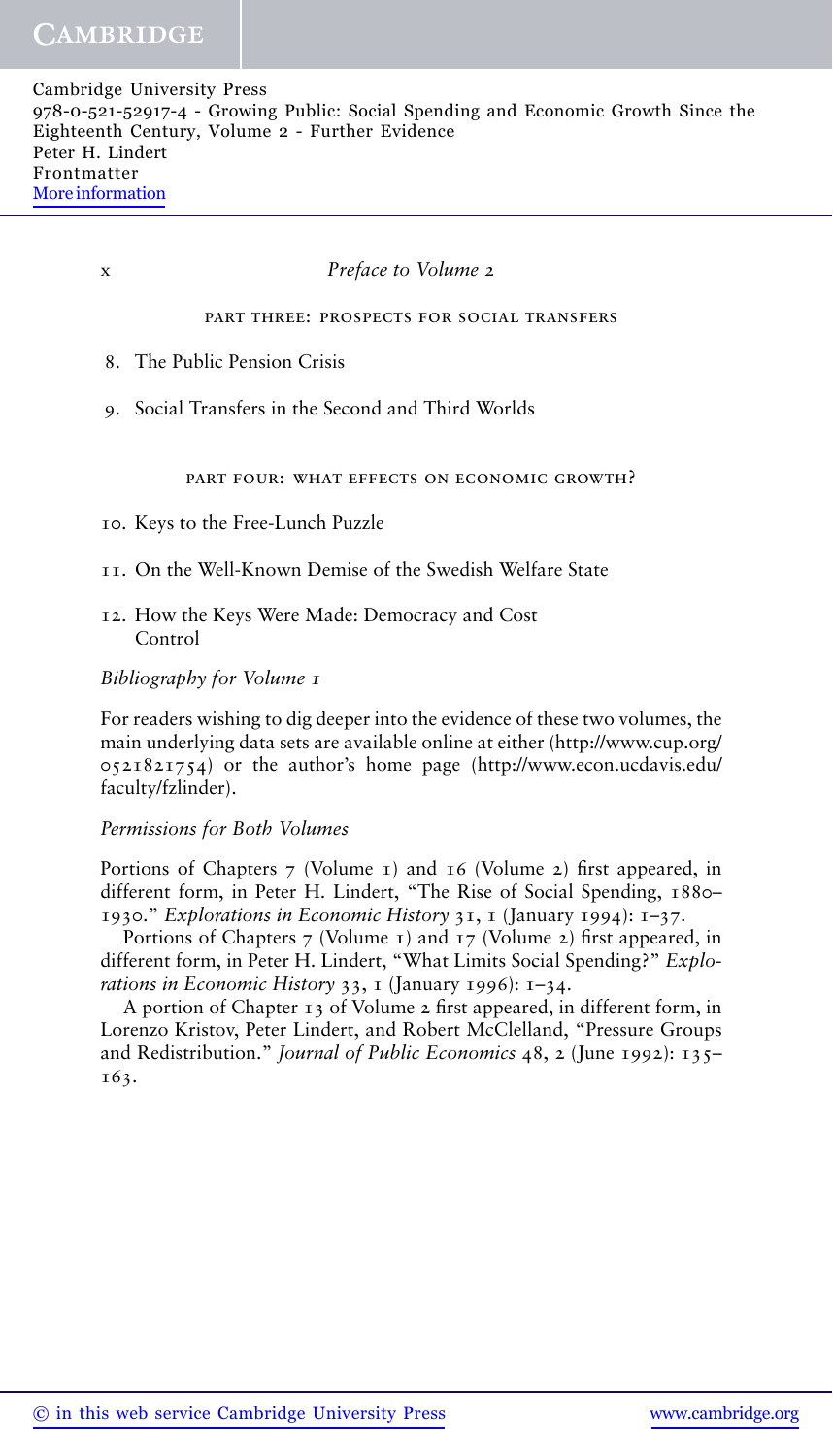PART THREE: PROSPECTS FOR SOCIAL TRANSFERS

8. The Public Pension Crisis

9. Social Transfers in the Second and Third Worlds

PART FOUR: WHAT EFFECTS ON ECONOMIC GROWTH?

10. Keys to the Free-Lunch Puzzle

11. On the Well-Known Demise of the Swedish Welfare State

12. How the Keys Were Made: Democracy and Cost Control

*Bibliography for Volume 1*

For readers wishing to dig deeper into the evidence of these two volumes, the main underlying data sets are available online at either (http://www.cup.org/0521821754) or the author's home page (http://www.econ.ucdavis.edu/faculty/fzlinder).

*Permissions for Both Volumes*

Portions of Chapters 7 (Volume 1) and 16 (Volume 2) first appeared, in different form, in Peter H. Lindert, "The Rise of Social Spending, 1880–1930." *Explorations in Economic History* 31, 1 (January 1994): 1–37.

Portions of Chapters 7 (Volume 1) and 17 (Volume 2) first appeared, in different form, in Peter H. Lindert, "What Limits Social Spending?" *Explorations in Economic History* 33, 1 (January 1996): 1–34.

A portion of Chapter 13 of Volume 2 first appeared, in different form, in Lorenzo Kristov, Peter Lindert, and Robert McClelland, "Pressure Groups and Redistribution." *Journal of Public Economics* 48, 2 (June 1992): 135–163.